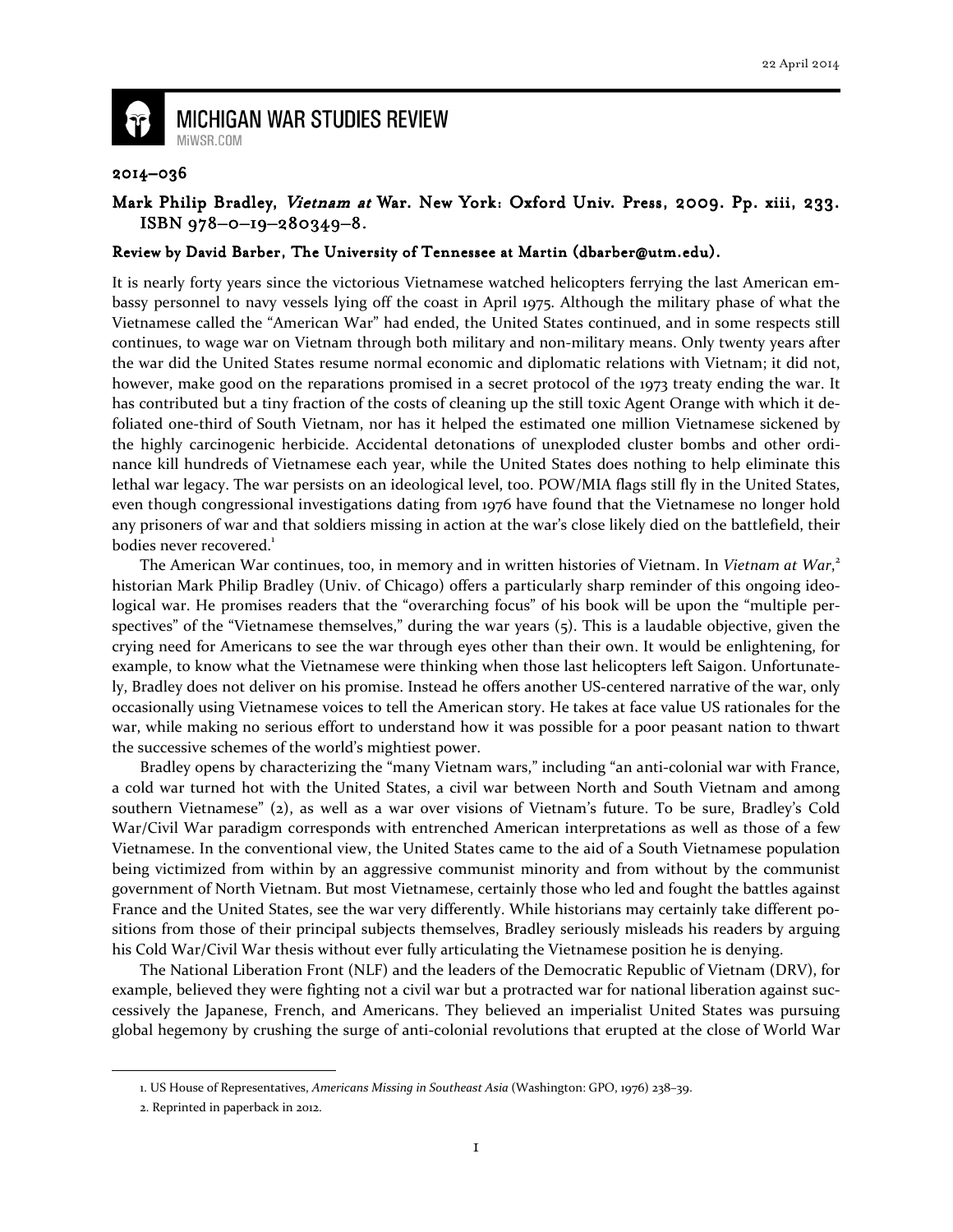22 April 2014

# MICHIGAN WAR STUDIES REVIEW

MiWSR.COM

**2014–036**

## Mark Philip Bradley, *Vietnam at* War. New York: Oxford Univ. Press, 2009. Pp. xiii, 233. ISBN 978–0–19–280349–8.

**Review by David Barber, The University of Tennessee at Martin (dbarber@utm.edu).**

It is nearly forty years since the victorious Vietnamese watched helicopters ferrying the last American embassy personnel to navy vessels lying off the coast in April 1975. Although the military phase of what the Vietnamese called the "American War" had ended, the United States continued, and in some respects still continues, to wage war on Vietnam through both military and non-military means. Only twenty years after the war did the United States resume normal economic and diplomatic relations with Vietnam; it did not, however, make good on the reparations promised in a secret protocol of the 1973 treaty ending the war. It has contributed but a tiny fraction of the costs of cleaning up the still toxic Agent Orange with which it defoliated one-third of South Vietnam, nor has it helped the estimated one million Vietnamese sickened by the highly carcinogenic herbicide. Accidental detonations of unexploded cluster bombs and other ordinance kill hundreds of Vietnamese each year, while the United States does nothing to help eliminate this lethal war legacy. The war persists on an ideological level, too. POW/MIA flags still fly in the United States, even though congressional investigations dating from 1976 have found that the Vietnamese no longer hold any prisoners of war and that soldiers missing in action at the war's close likely died on the battlefield, their bodies never recovered.[1]

The American War continues, too, in memory and in written histories of Vietnam. In *Vietnam at War*,[2] historian Mark Philip Bradley (Univ. of Chicago) offers a particularly sharp reminder of this ongoing ideological war. He promises readers that the "overarching focus" of his book will be upon the "multiple perspectives" of the "Vietnamese themselves," during the war years (5). This is a laudable objective, given the crying need for Americans to see the war through eyes other than their own. It would be enlightening, for example, to know what the Vietnamese were thinking when those last helicopters left Saigon. Unfortunately, Bradley does not deliver on his promise. Instead he offers another US-centered narrative of the war, only occasionally using Vietnamese voices to tell the American story. He takes at face value US rationales for the war, while making no serious effort to understand how it was possible for a poor peasant nation to thwart the successive schemes of the world's mightiest power.

Bradley opens by characterizing the "many Vietnam wars," including "an anti-colonial war with France, a cold war turned hot with the United States, a civil war between North and South Vietnam and among southern Vietnamese" (2), as well as a war over visions of Vietnam's future. To be sure, Bradley's Cold War/Civil War paradigm corresponds with entrenched American interpretations as well as those of a few Vietnamese. In the conventional view, the United States came to the aid of a South Vietnamese population being victimized from within by an aggressive communist minority and from without by the communist government of North Vietnam. But most Vietnamese, certainly those who led and fought the battles against France and the United States, see the war very differently. While historians may certainly take different positions from those of their principal subjects themselves, Bradley seriously misleads his readers by arguing his Cold War/Civil War thesis without ever fully articulating the Vietnamese position he is denying.

The National Liberation Front (NLF) and the leaders of the Democratic Republic of Vietnam (DRV), for example, believed they were fighting not a civil war but a protracted war for national liberation against successively the Japanese, French, and Americans. They believed an imperialist United States was pursuing global hegemony by crushing the surge of anti-colonial revolutions that erupted at the close of World War

---

1. US House of Representatives, *Americans Missing in Southeast Asia* (Washington: GPO, 1976) 238–39.

2. Reprinted in paperback in 2012.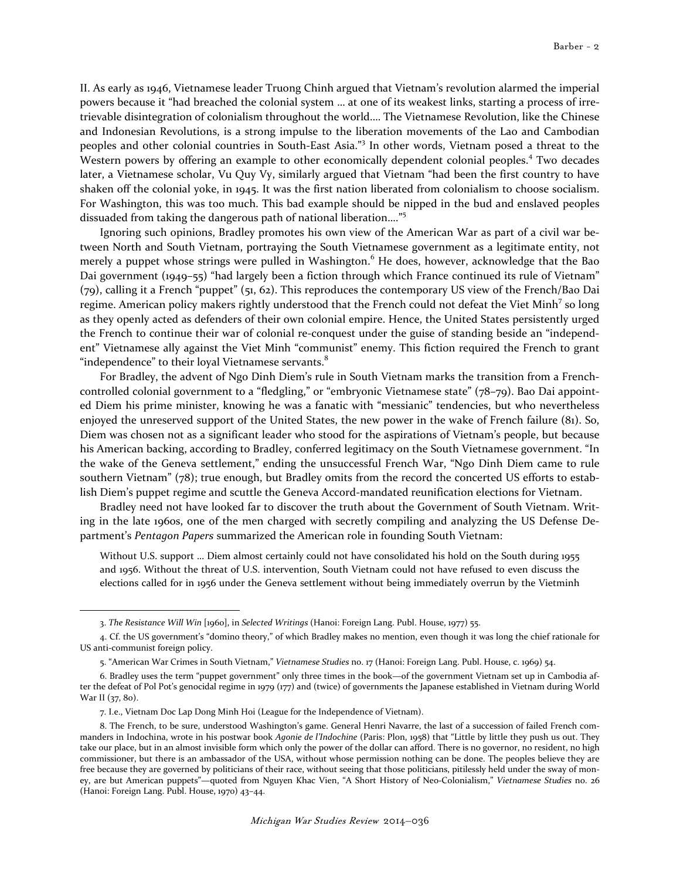II. As early as 1946, Vietnamese leader Truong Chinh argued that Vietnam's revolution alarmed the imperial powers because it "had breached the colonial system ... at one of its weakest links, starting a process of irretrievable disintegration of colonialism throughout the world.... The Vietnamese Revolution, like the Chinese and Indonesian Revolutions, is a strong impulse to the liberation movements of the Lao and Cambodian peoples and other colonial countries in South-East Asia."[3] In other words, Vietnam posed a threat to the Western powers by offering an example to other economically dependent colonial peoples.[4] Two decades later, a Vietnamese scholar, Vu Quy Vy, similarly argued that Vietnam "had been the first country to have shaken off the colonial yoke, in 1945. It was the first nation liberated from colonialism to choose socialism. For Washington, this was too much. This bad example should be nipped in the bud and enslaved peoples dissuaded from taking the dangerous path of national liberation...."[5]

Ignoring such opinions, Bradley promotes his own view of the American War as part of a civil war between North and South Vietnam, portraying the South Vietnamese government as a legitimate entity, not merely a puppet whose strings were pulled in Washington.[6] He does, however, acknowledge that the Bao Dai government (1949–55) "had largely been a fiction through which France continued its rule of Vietnam" (79), calling it a French "puppet" (51, 62). This reproduces the contemporary US view of the French/Bao Dai regime. American policy makers rightly understood that the French could not defeat the Viet Minh[7] so long as they openly acted as defenders of their own colonial empire. Hence, the United States persistently urged the French to continue their war of colonial re-conquest under the guise of standing beside an "independent" Vietnamese ally against the Viet Minh "communist" enemy. This fiction required the French to grant "independence" to their loyal Vietnamese servants.[8]

For Bradley, the advent of Ngo Dinh Diem's rule in South Vietnam marks the transition from a French-controlled colonial government to a "fledgling," or "embryonic Vietnamese state" (78–79). Bao Dai appointed Diem his prime minister, knowing he was a fanatic with "messianic" tendencies, but who nevertheless enjoyed the unreserved support of the United States, the new power in the wake of French failure (81). So, Diem was chosen not as a significant leader who stood for the aspirations of Vietnam's people, but because his American backing, according to Bradley, conferred legitimacy on the South Vietnamese government. "In the wake of the Geneva settlement," ending the unsuccessful French War, "Ngo Dinh Diem came to rule southern Vietnam" (78); true enough, but Bradley omits from the record the concerted US efforts to establish Diem's puppet regime and scuttle the Geneva Accord-mandated reunification elections for Vietnam.

Bradley need not have looked far to discover the truth about the Government of South Vietnam. Writing in the late 1960s, one of the men charged with secretly compiling and analyzing the US Defense Department's *Pentagon Papers* summarized the American role in founding South Vietnam:

> Without U.S. support ... Diem almost certainly could not have consolidated his hold on the South during 1955 and 1956. Without the threat of U.S. intervention, South Vietnam could not have refused to even discuss the elections called for in 1956 under the Geneva settlement without being immediately overrun by the Vietminh

---

3. *The Resistance Will Win* [1960], in *Selected Writings* (Hanoi: Foreign Lang. Publ. House, 1977) 55.

4. Cf. the US government's "domino theory," of which Bradley makes no mention, even though it was long the chief rationale for US anti-communist foreign policy.

5. "American War Crimes in South Vietnam," *Vietnamese Studies* no. 17 (Hanoi: Foreign Lang. Publ. House, c. 1969) 54.

6. Bradley uses the term "puppet government" only three times in the book—of the government Vietnam set up in Cambodia after the defeat of Pol Pot's genocidal regime in 1979 (177) and (twice) of governments the Japanese established in Vietnam during World War II (37, 80).

7. I.e., Vietnam Doc Lap Dong Minh Hoi (League for the Independence of Vietnam).

8. The French, to be sure, understood Washington's game. General Henri Navarre, the last of a succession of failed French commanders in Indochina, wrote in his postwar book *Agonie de l'Indochine* (Paris: Plon, 1958) that "Little by little they push us out. They take our place, but in an almost invisible form which only the power of the dollar can afford. There is no governor, no resident, no high commissioner, but there is an ambassador of the USA, without whose permission nothing can be done. The peoples believe they are free because they are governed by politicians of their race, without seeing that those politicians, pitilessly held under the sway of money, are but American puppets"—quoted from Nguyen Khac Vien, "A Short History of Neo-Colonialism," *Vietnamese Studies* no. 26 (Hanoi: Foreign Lang. Publ. House, 1970) 43–44.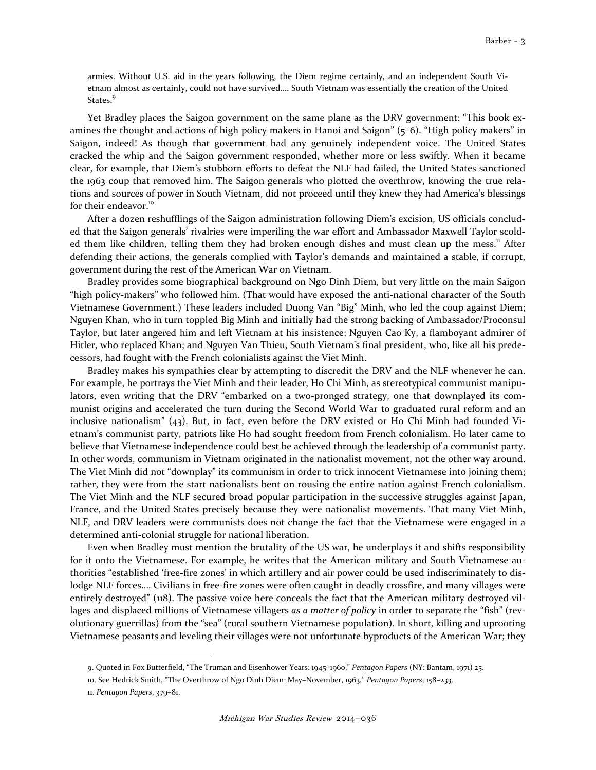armies. Without U.S. aid in the years following, the Diem regime certainly, and an independent South Vietnam almost as certainly, could not have survived.... South Vietnam was essentially the creation of the United States.[9]

Yet Bradley places the Saigon government on the same plane as the DRV government: "This book examines the thought and actions of high policy makers in Hanoi and Saigon" (5–6). "High policy makers" in Saigon, indeed! As though that government had any genuinely independent voice. The United States cracked the whip and the Saigon government responded, whether more or less swiftly. When it became clear, for example, that Diem's stubborn efforts to defeat the NLF had failed, the United States sanctioned the 1963 coup that removed him. The Saigon generals who plotted the overthrow, knowing the true relations and sources of power in South Vietnam, did not proceed until they knew they had America's blessings for their endeavor.[10]

After a dozen reshufflings of the Saigon administration following Diem's excision, US officials concluded that the Saigon generals' rivalries were imperiling the war effort and Ambassador Maxwell Taylor scolded them like children, telling them they had broken enough dishes and must clean up the mess.[11] After defending their actions, the generals complied with Taylor's demands and maintained a stable, if corrupt, government during the rest of the American War on Vietnam.

Bradley provides some biographical background on Ngo Dinh Diem, but very little on the main Saigon "high policy-makers" who followed him. (That would have exposed the anti-national character of the South Vietnamese Government.) These leaders included Duong Van "Big" Minh, who led the coup against Diem; Nguyen Khan, who in turn toppled Big Minh and initially had the strong backing of Ambassador/Proconsul Taylor, but later angered him and left Vietnam at his insistence; Nguyen Cao Ky, a flamboyant admirer of Hitler, who replaced Khan; and Nguyen Van Thieu, South Vietnam's final president, who, like all his predecessors, had fought with the French colonialists against the Viet Minh.

Bradley makes his sympathies clear by attempting to discredit the DRV and the NLF whenever he can. For example, he portrays the Viet Minh and their leader, Ho Chi Minh, as stereotypical communist manipulators, even writing that the DRV "embarked on a two-pronged strategy, one that downplayed its communist origins and accelerated the turn during the Second World War to graduated rural reform and an inclusive nationalism" (43). But, in fact, even before the DRV existed or Ho Chi Minh had founded Vietnam's communist party, patriots like Ho had sought freedom from French colonialism. Ho later came to believe that Vietnamese independence could best be achieved through the leadership of a communist party. In other words, communism in Vietnam originated in the nationalist movement, not the other way around. The Viet Minh did not "downplay" its communism in order to trick innocent Vietnamese into joining them; rather, they were from the start nationalists bent on rousing the entire nation against French colonialism. The Viet Minh and the NLF secured broad popular participation in the successive struggles against Japan, France, and the United States precisely because they were nationalist movements. That many Viet Minh, NLF, and DRV leaders were communists does not change the fact that the Vietnamese were engaged in a determined anti-colonial struggle for national liberation.

Even when Bradley must mention the brutality of the US war, he underplays it and shifts responsibility for it onto the Vietnamese. For example, he writes that the American military and South Vietnamese authorities "established 'free-fire zones' in which artillery and air power could be used indiscriminately to dislodge NLF forces.... Civilians in free-fire zones were often caught in deadly crossfire, and many villages were entirely destroyed" (118). The passive voice here conceals the fact that the American military destroyed villages and displaced millions of Vietnamese villagers *as a matter of policy* in order to separate the "fish" (revolutionary guerrillas) from the "sea" (rural southern Vietnamese population). In short, killing and uprooting Vietnamese peasants and leveling their villages were not unfortunate byproducts of the American War; they

---

9. Quoted in Fox Butterfield, "The Truman and Eisenhower Years: 1945–1960," *Pentagon Papers* (NY: Bantam, 1971) 25.

10. See Hedrick Smith, "The Overthrow of Ngo Dinh Diem: May–November, 1963," *Pentagon Papers*, 158–233.

11. *Pentagon Papers*, 379–81.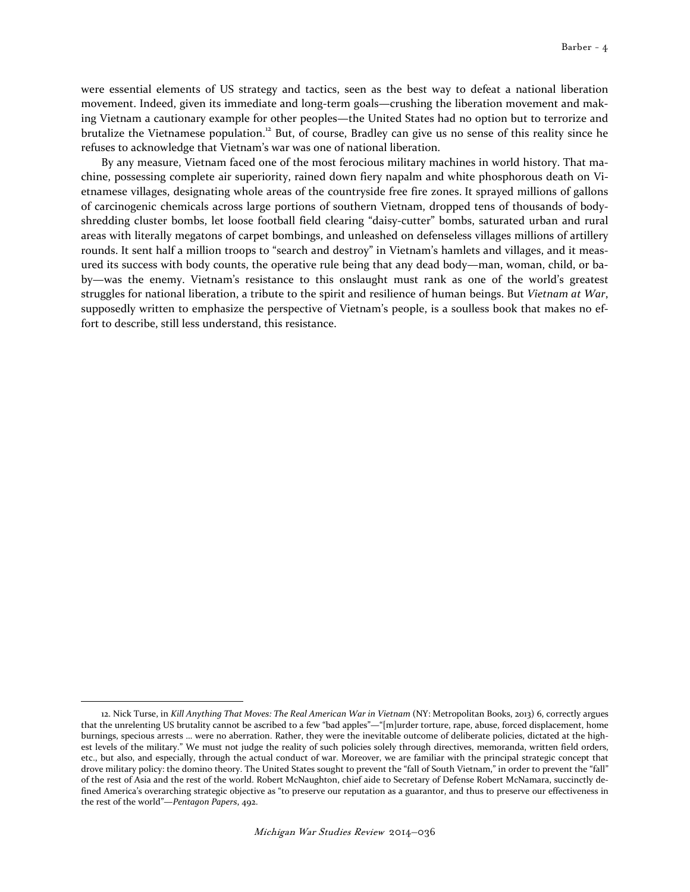were essential elements of US strategy and tactics, seen as the best way to defeat a national liberation movement. Indeed, given its immediate and long-term goals—crushing the liberation movement and making Vietnam a cautionary example for other peoples—the United States had no option but to terrorize and brutalize the Vietnamese population.[12] But, of course, Bradley can give us no sense of this reality since he refuses to acknowledge that Vietnam's war was one of national liberation.

By any measure, Vietnam faced one of the most ferocious military machines in world history. That machine, possessing complete air superiority, rained down fiery napalm and white phosphorous death on Vietnamese villages, designating whole areas of the countryside free fire zones. It sprayed millions of gallons of carcinogenic chemicals across large portions of southern Vietnam, dropped tens of thousands of body-shredding cluster bombs, let loose football field clearing "daisy-cutter" bombs, saturated urban and rural areas with literally megatons of carpet bombings, and unleashed on defenseless villages millions of artillery rounds. It sent half a million troops to "search and destroy" in Vietnam's hamlets and villages, and it measured its success with body counts, the operative rule being that any dead body—man, woman, child, or baby—was the enemy. Vietnam's resistance to this onslaught must rank as one of the world's greatest struggles for national liberation, a tribute to the spirit and resilience of human beings. But *Vietnam at War*, supposedly written to emphasize the perspective of Vietnam's people, is a soulless book that makes no effort to describe, still less understand, this resistance.

---

12. Nick Turse, in *Kill Anything That Moves: The Real American War in Vietnam* (NY: Metropolitan Books, 2013) 6, correctly argues that the unrelenting US brutality cannot be ascribed to a few "bad apples"—"[m]urder torture, rape, abuse, forced displacement, home burnings, specious arrests … were no aberration. Rather, they were the inevitable outcome of deliberate policies, dictated at the highest levels of the military." We must not judge the reality of such policies solely through directives, memoranda, written field orders, etc., but also, and especially, through the actual conduct of war. Moreover, we are familiar with the principal strategic concept that drove military policy: the domino theory. The United States sought to prevent the "fall of South Vietnam," in order to prevent the "fall" of the rest of Asia and the rest of the world. Robert McNaughton, chief aide to Secretary of Defense Robert McNamara, succinctly defined America's overarching strategic objective as "to preserve our reputation as a guarantor, and thus to preserve our effectiveness in the rest of the world"—*Pentagon Papers*, 492.